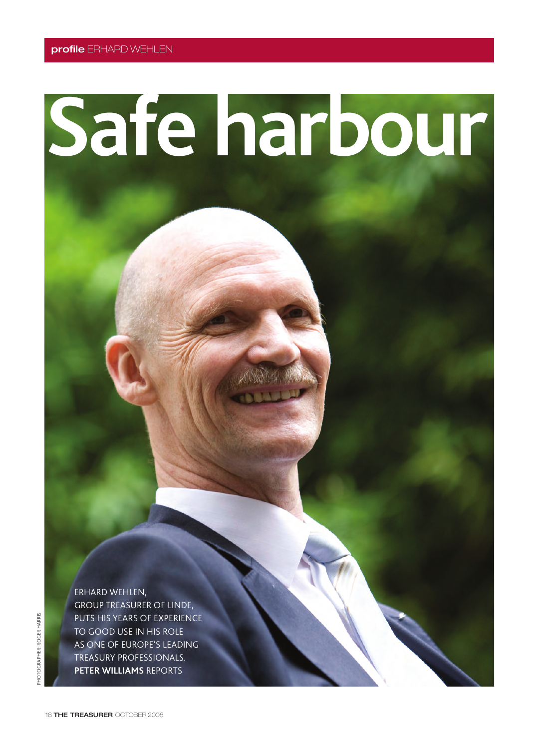# Safe harbour

ERHARD WEHLEN, GROUP TREASURER OF LINDE, PUTS HIS YEARS OF EXPERIENCE TO GOOD USE IN HIS ROLE AS ONE OF EUROPE'S LEADING TREASURY PROFESSIONALS. **PETER WILLIAMS** REPORTS

PHOTOGRAPHER: ROGER HARRIS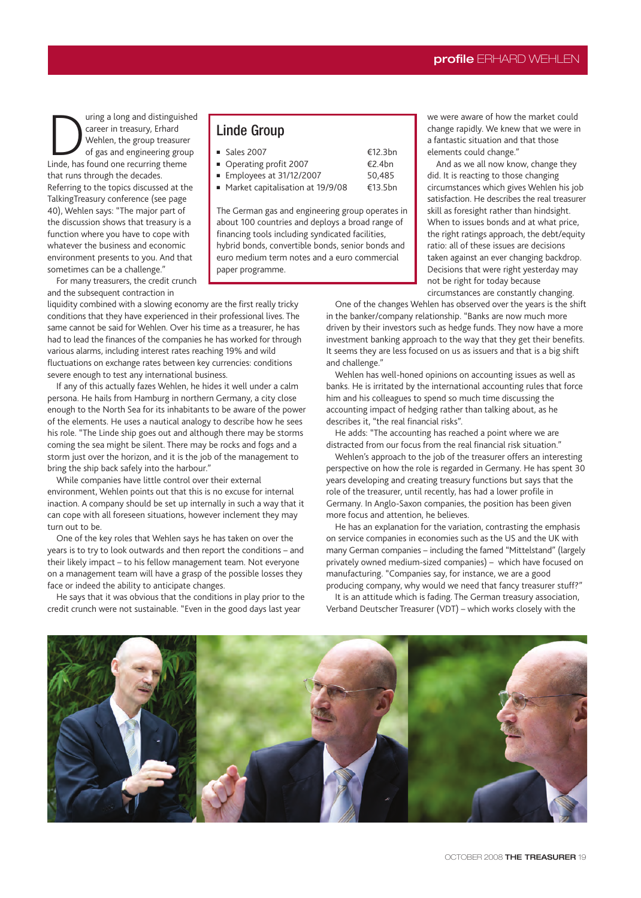During a long and distinguished career in treasury, Erhard Wehlen, the group treasurer of gas and engineering group Linde, has found one recurring theme that runs through the decades. Referring to the topics discussed at the TalkingTreasury conference (see page 40), Wehlen says: "The major part of the discussion shows that treasury is a function where you have to cope with whatever the business and economic environment presents to you. And that sometimes can be a challenge."

For many treasurers, the credit crunch and the subsequent contraction in liquidity combined with a slowing economy are the first really tricky conditions that they have experienced in their professional lives. The same cannot be said for Wehlen. Over his time as a treasurer, he has had to lead the finances of the companies he has worked for through various alarms, including interest rates reaching 19% and wild fluctuations on exchange rates between key currencies: conditions severe enough to test any international business.

If any of this actually fazes Wehlen, he hides it well under a calm persona. He hails from Hamburg in northern Germany, a city close enough to the North Sea for its inhabitants to be aware of the power of the elements. He uses a nautical analogy to describe how he sees his role. "The Linde ship goes out and although there may be storms coming the sea might be silent. There may be rocks and fogs and a storm just over the horizon, and it is the job of the management to bring the ship back safely into the harbour."

While companies have little control over their external environment, Wehlen points out that this is no excuse for internal inaction. A company should be set up internally in such a way that it can cope with all foreseen situations, however inclement they may turn out to be.

One of the key roles that Wehlen says he has taken on over the years is to try to look outwards and then report the conditions – and their likely impact – to his fellow management team. Not everyone on a management team will have a grasp of the possible losses they face or indeed the ability to anticipate changes.

He says that it was obvious that the conditions in play prior to the credit crunch were not sustainable. "Even in the good days last year we were aware of how the market could change rapidly. We knew that we were in a fantastic situation and that those elements could change."

And as we all now know, change they did. It is reacting to those changing circumstances which gives Wehlen his job satisfaction. He describes the real treasurer skill as foresight rather than hindsight. When to issues bonds and at what price, the right ratings approach, the debt/equity ratio: all of these issues are decisions taken against an ever changing backdrop. Decisions that were right yesterday may not be right for today because circumstances are constantly changing.

One of the changes Wehlen has observed over the years is the shift in the banker/company relationship. "Banks are now much more driven by their investors such as hedge funds. They now have a more investment banking approach to the way that they get their benefits. It seems they are less focused on us as issuers and that is a big shift and challenge."

Wehlen has well-honed opinions on accounting issues as well as banks. He is irritated by the international accounting rules that force him and his colleagues to spend so much time discussing the accounting impact of hedging rather than talking about, as he describes it, "the real financial risks".

He adds: "The accounting has reached a point where we are distracted from our focus from the real financial risk situation."

Wehlen's approach to the job of the treasurer offers an interesting perspective on how the role is regarded in Germany. He has spent 30 years developing and creating treasury functions but says that the role of the treasurer, until recently, has had a lower profile in Germany. In Anglo-Saxon companies, the position has been given more focus and attention, he believes.

He has an explanation for the variation, contrasting the emphasis on service companies in economies such as the US and the UK with many German companies – including the famed "Mittelstand" (largely privately owned medium-sized companies) – which have focused on manufacturing. "Companies say, for instance, we are a good producing company, why would we need that fancy treasurer stuff?"

It is an attitude which is fading. The German treasury association, Verband Deutscher Treasurer (VDT) – which works closely with the

## Linde Group

| | |
|---|---|
| Sales 2007 | €12.3bn |
| Operating profit 2007 | €2.4bn |
| Employees at 31/12/2007 | 50,485 |
| Market capitalisation at 19/9/08 | €13.5bn |

The German gas and engineering group operates in about 100 countries and deploys a broad range of financing tools including syndicated facilities, hybrid bonds, convertible bonds, senior bonds and euro medium term notes and a euro commercial paper programme.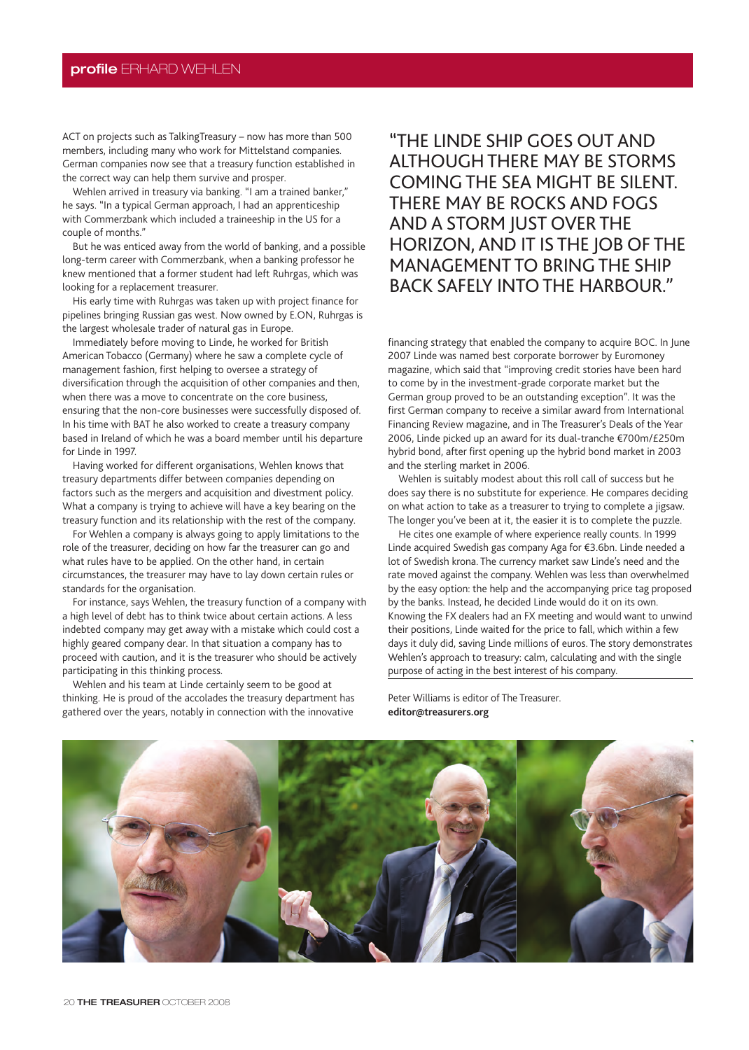ACT on projects such as TalkingTreasury – now has more than 500 members, including many who work for Mittelstand companies. German companies now see that a treasury function established in the correct way can help them survive and prosper.

Wehlen arrived in treasury via banking. "I am a trained banker," he says. "In a typical German approach, I had an apprenticeship with Commerzbank which included a traineeship in the US for a couple of months."

But he was enticed away from the world of banking, and a possible long-term career with Commerzbank, when a banking professor he knew mentioned that a former student had left Ruhrgas, which was looking for a replacement treasurer.

His early time with Ruhrgas was taken up with project finance for pipelines bringing Russian gas west. Now owned by E.ON, Ruhrgas is the largest wholesale trader of natural gas in Europe.

Immediately before moving to Linde, he worked for British American Tobacco (Germany) where he saw a complete cycle of management fashion, first helping to oversee a strategy of diversification through the acquisition of other companies and then, when there was a move to concentrate on the core business, ensuring that the non-core businesses were successfully disposed of. In his time with BAT he also worked to create a treasury company based in Ireland of which he was a board member until his departure for Linde in 1997.

Having worked for different organisations, Wehlen knows that treasury departments differ between companies depending on factors such as the mergers and acquisition and divestment policy. What a company is trying to achieve will have a key bearing on the treasury function and its relationship with the rest of the company.

For Wehlen a company is always going to apply limitations to the role of the treasurer, deciding on how far the treasurer can go and what rules have to be applied. On the other hand, in certain circumstances, the treasurer may have to lay down certain rules or standards for the organisation.

For instance, says Wehlen, the treasury function of a company with a high level of debt has to think twice about certain actions. A less indebted company may get away with a mistake which could cost a highly geared company dear. In that situation a company has to proceed with caution, and it is the treasurer who should be actively participating in this thinking process.

Wehlen and his team at Linde certainly seem to be good at thinking. He is proud of the accolades the treasury department has gathered over the years, notably in connection with the innovative financing strategy that enabled the company to acquire BOC. In June 2007 Linde was named best corporate borrower by Euromoney magazine, which said that "improving credit stories have been hard to come by in the investment-grade corporate market but the German group proved to be an outstanding exception". It was the first German company to receive a similar award from International Financing Review magazine, and in The Treasurer's Deals of the Year 2006, Linde picked up an award for its dual-tranche €700m/£250m hybrid bond, after first opening up the hybrid bond market in 2003 and the sterling market in 2006.

**"THE LINDE SHIP GOES OUT AND ALTHOUGH THERE MAY BE STORMS COMING THE SEA MIGHT BE SILENT. THERE MAY BE ROCKS AND FOGS AND A STORM JUST OVER THE HORIZON, AND IT IS THE JOB OF THE MANAGEMENT TO BRING THE SHIP BACK SAFELY INTO THE HARBOUR."**

Wehlen is suitably modest about this roll call of success but he does say there is no substitute for experience. He compares deciding on what action to take as a treasurer to trying to complete a jigsaw. The longer you've been at it, the easier it is to complete the puzzle.

He cites one example of where experience really counts. In 1999 Linde acquired Swedish gas company Aga for €3.6bn. Linde needed a lot of Swedish krona. The currency market saw Linde's need and the rate moved against the company. Wehlen was less than overwhelmed by the easy option: the help and the accompanying price tag proposed by the banks. Instead, he decided Linde would do it on its own. Knowing the FX dealers had an FX meeting and would want to unwind their positions, Linde waited for the price to fall, which within a few days it duly did, saving Linde millions of euros. The story demonstrates Wehlen's approach to treasury: calm, calculating and with the single purpose of acting in the best interest of his company.

Peter Williams is editor of The Treasurer.
**editor@treasurers.org**